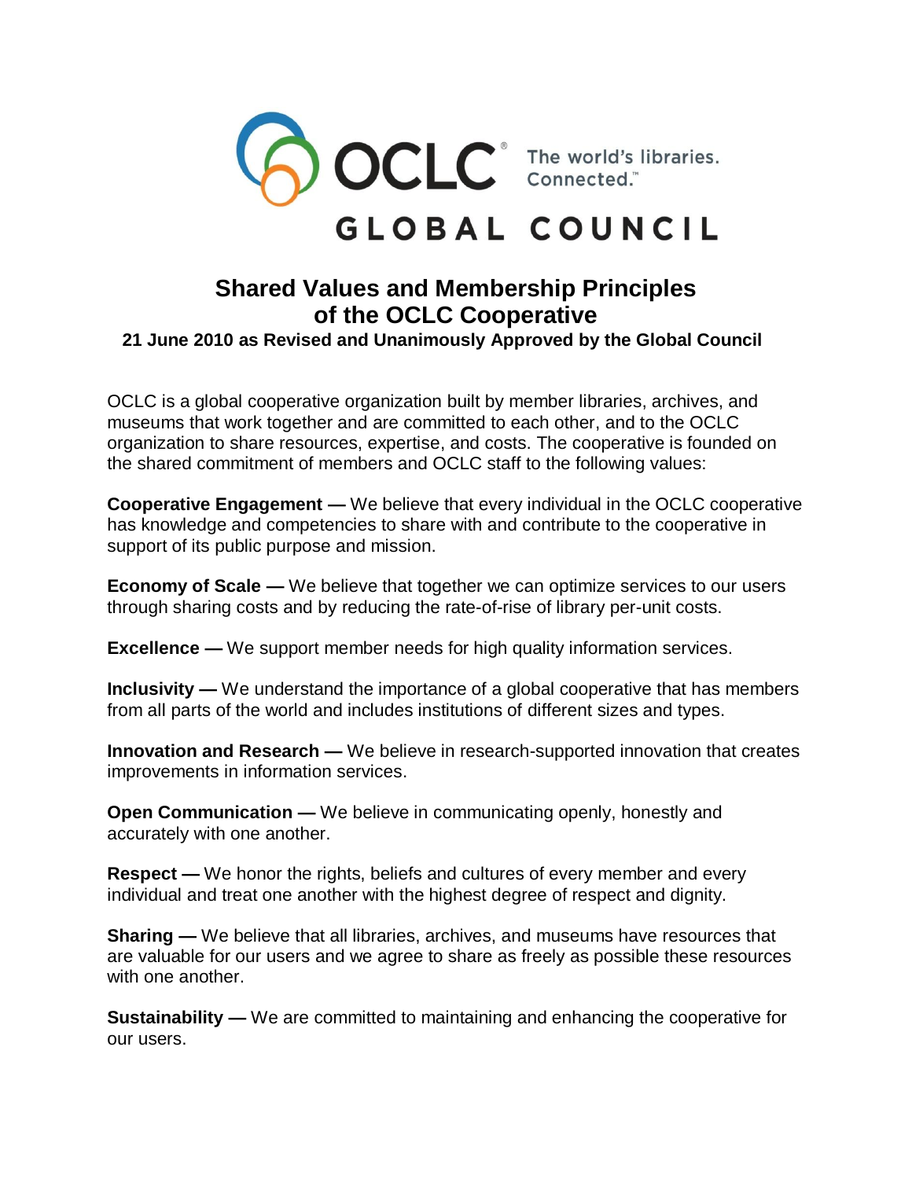OCLC® The world's libraries. Connected.™

GLOBAL COUNCIL

# Shared Values and Membership Principles of the OCLC Cooperative

**21 June 2010 as Revised and Unanimously Approved by the Global Council**

OCLC is a global cooperative organization built by member libraries, archives, and museums that work together and are committed to each other, and to the OCLC organization to share resources, expertise, and costs. The cooperative is founded on the shared commitment of members and OCLC staff to the following values:

**Cooperative Engagement —** We believe that every individual in the OCLC cooperative has knowledge and competencies to share with and contribute to the cooperative in support of its public purpose and mission.

**Economy of Scale —** We believe that together we can optimize services to our users through sharing costs and by reducing the rate-of-rise of library per-unit costs.

**Excellence —** We support member needs for high quality information services.

**Inclusivity —** We understand the importance of a global cooperative that has members from all parts of the world and includes institutions of different sizes and types.

**Innovation and Research —** We believe in research-supported innovation that creates improvements in information services.

**Open Communication —** We believe in communicating openly, honestly and accurately with one another.

**Respect —** We honor the rights, beliefs and cultures of every member and every individual and treat one another with the highest degree of respect and dignity.

**Sharing —** We believe that all libraries, archives, and museums have resources that are valuable for our users and we agree to share as freely as possible these resources with one another.

**Sustainability —** We are committed to maintaining and enhancing the cooperative for our users.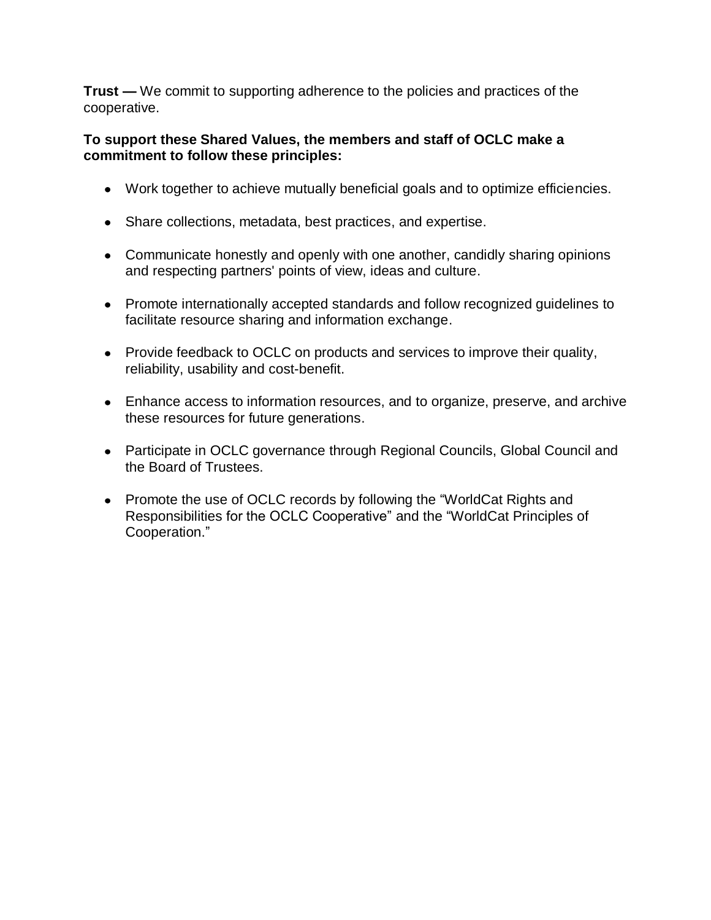**Trust —** We commit to supporting adherence to the policies and practices of the cooperative.

**To support these Shared Values, the members and staff of OCLC make a commitment to follow these principles:**

- Work together to achieve mutually beneficial goals and to optimize efficiencies.
- Share collections, metadata, best practices, and expertise.
- Communicate honestly and openly with one another, candidly sharing opinions and respecting partners' points of view, ideas and culture.
- Promote internationally accepted standards and follow recognized guidelines to facilitate resource sharing and information exchange.
- Provide feedback to OCLC on products and services to improve their quality, reliability, usability and cost-benefit.
- Enhance access to information resources, and to organize, preserve, and archive these resources for future generations.
- Participate in OCLC governance through Regional Councils, Global Council and the Board of Trustees.
- Promote the use of OCLC records by following the “WorldCat Rights and Responsibilities for the OCLC Cooperative” and the “WorldCat Principles of Cooperation.”